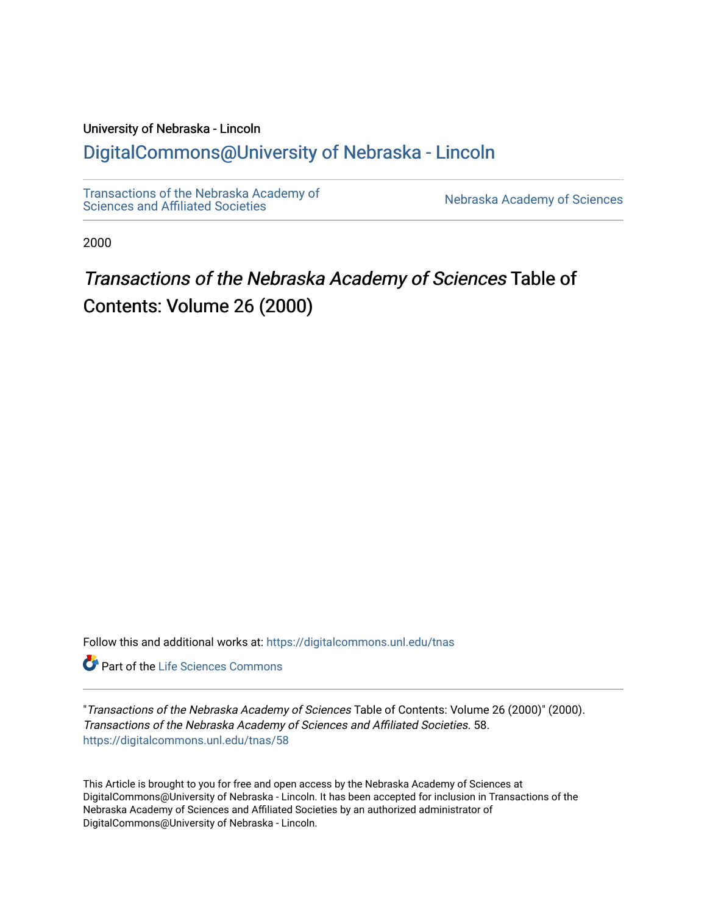University of Nebraska - Lincoln

## DigitalCommons@University of Nebraska - Lincoln

Transactions of the Nebraska Academy of Sciences and Affiliated Societies

Nebraska Academy of Sciences

2000

# *Transactions of the Nebraska Academy of Sciences* Table of Contents: Volume 26 (2000)

Follow this and additional works at: https://digitalcommons.unl.edu/tnas

Part of the Life Sciences Commons

"*Transactions of the Nebraska Academy of Sciences* Table of Contents: Volume 26 (2000)" (2000). *Transactions of the Nebraska Academy of Sciences and Affiliated Societies*. 58.
https://digitalcommons.unl.edu/tnas/58

This Article is brought to you for free and open access by the Nebraska Academy of Sciences at DigitalCommons@University of Nebraska - Lincoln. It has been accepted for inclusion in Transactions of the Nebraska Academy of Sciences and Affiliated Societies by an authorized administrator of DigitalCommons@University of Nebraska - Lincoln.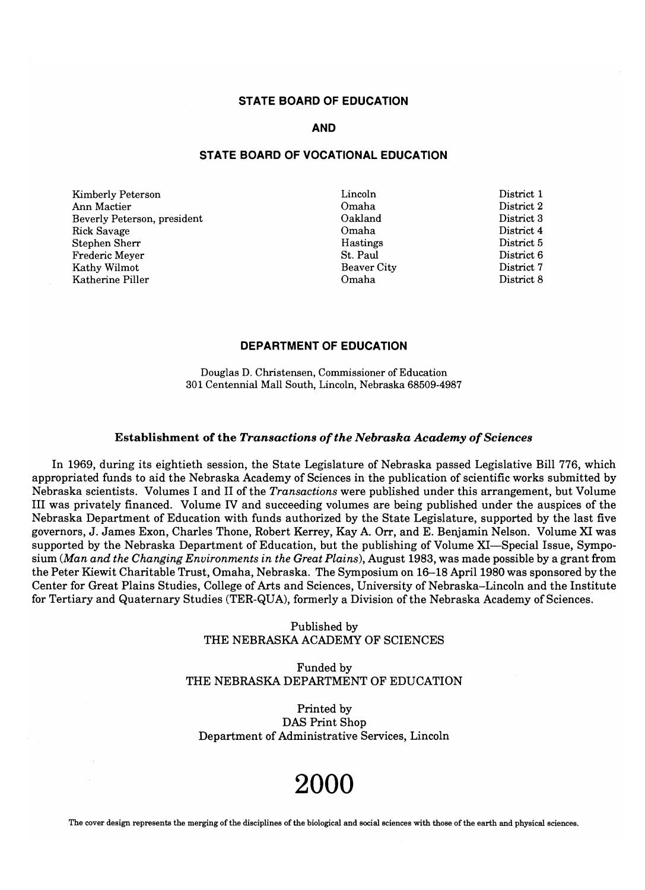## STATE BOARD OF EDUCATION

## AND

## STATE BOARD OF VOCATIONAL EDUCATION

| | | |
|---|---|---|
| Kimberly Peterson | Lincoln | District 1 |
| Ann Mactier | Omaha | District 2 |
| Beverly Peterson, president | Oakland | District 3 |
| Rick Savage | Omaha | District 4 |
| Stephen Sherr | Hastings | District 5 |
| Frederic Meyer | St. Paul | District 6 |
| Kathy Wilmot | Beaver City | District 7 |
| Katherine Piller | Omaha | District 8 |

## DEPARTMENT OF EDUCATION

Douglas D. Christensen, Commissioner of Education
301 Centennial Mall South, Lincoln, Nebraska 68509-4987

### Establishment of the *Transactions of the Nebraska Academy of Sciences*

In 1969, during its eightieth session, the State Legislature of Nebraska passed Legislative Bill 776, which appropriated funds to aid the Nebraska Academy of Sciences in the publication of scientific works submitted by Nebraska scientists. Volumes I and II of the *Transactions* were published under this arrangement, but Volume III was privately financed. Volume IV and succeeding volumes are being published under the auspices of the Nebraska Department of Education with funds authorized by the State Legislature, supported by the last five governors, J. James Exon, Charles Thone, Robert Kerrey, Kay A. Orr, and E. Benjamin Nelson. Volume XI was supported by the Nebraska Department of Education, but the publishing of Volume XI—Special Issue, Symposium (*Man and the Changing Environments in the Great Plains*), August 1983, was made possible by a grant from the Peter Kiewit Charitable Trust, Omaha, Nebraska. The Symposium on 16–18 April 1980 was sponsored by the Center for Great Plains Studies, College of Arts and Sciences, University of Nebraska–Lincoln and the Institute for Tertiary and Quaternary Studies (TER-QUA), formerly a Division of the Nebraska Academy of Sciences.

Published by
THE NEBRASKA ACADEMY OF SCIENCES

Funded by
THE NEBRASKA DEPARTMENT OF EDUCATION

Printed by
DAS Print Shop
Department of Administrative Services, Lincoln

# 2000

The cover design represents the merging of the disciplines of the biological and social sciences with those of the earth and physical sciences.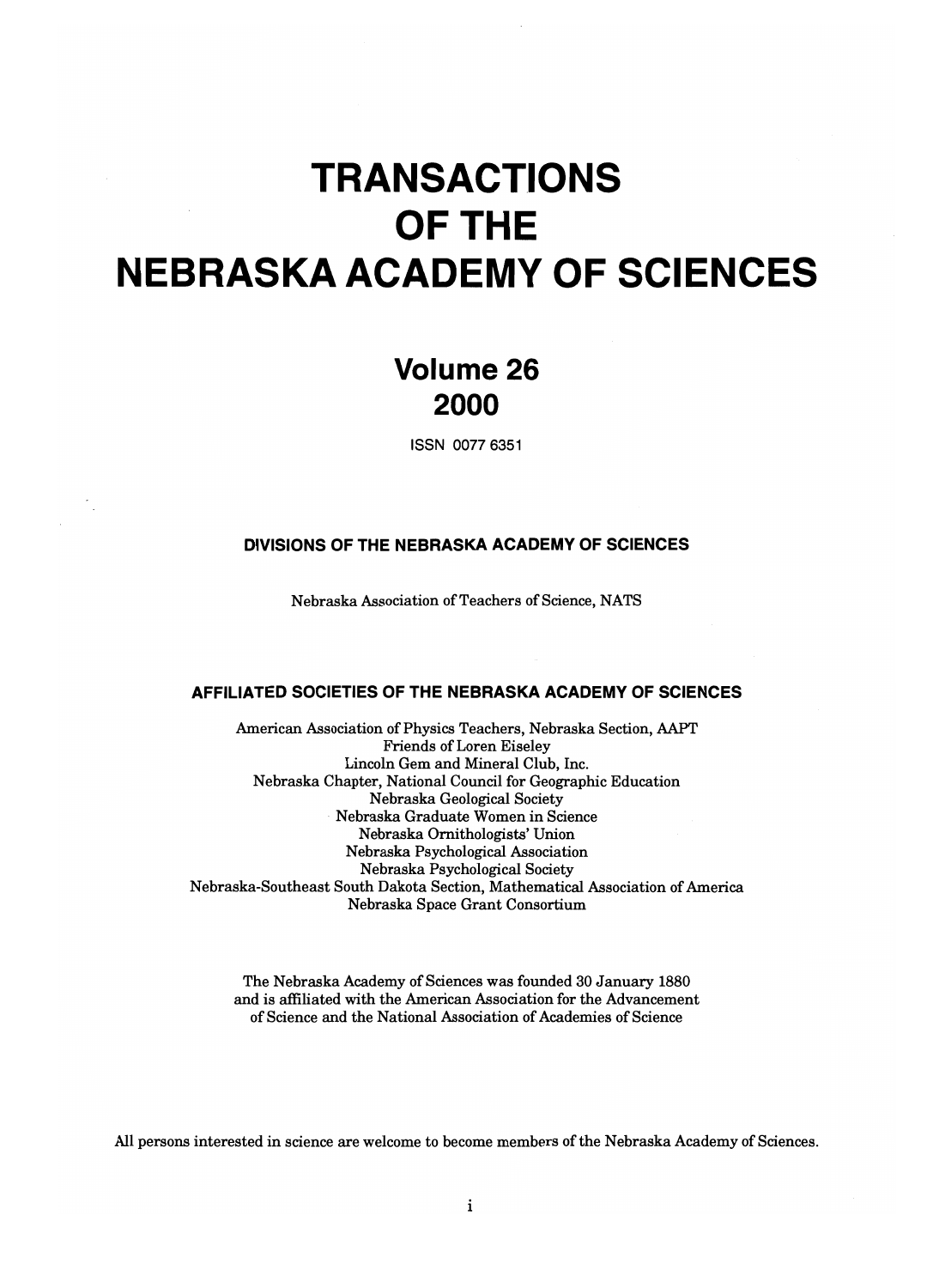# TRANSACTIONS OF THE NEBRASKA ACADEMY OF SCIENCES

## Volume 26
## 2000

ISSN 0077 6351

### DIVISIONS OF THE NEBRASKA ACADEMY OF SCIENCES

Nebraska Association of Teachers of Science, NATS

### AFFILIATED SOCIETIES OF THE NEBRASKA ACADEMY OF SCIENCES

American Association of Physics Teachers, Nebraska Section, AAPT
Friends of Loren Eiseley
Lincoln Gem and Mineral Club, Inc.
Nebraska Chapter, National Council for Geographic Education
Nebraska Geological Society
Nebraska Graduate Women in Science
Nebraska Ornithologists' Union
Nebraska Psychological Association
Nebraska Psychological Society
Nebraska-Southeast South Dakota Section, Mathematical Association of America
Nebraska Space Grant Consortium

The Nebraska Academy of Sciences was founded 30 January 1880 and is affiliated with the American Association for the Advancement of Science and the National Association of Academies of Science

All persons interested in science are welcome to become members of the Nebraska Academy of Sciences.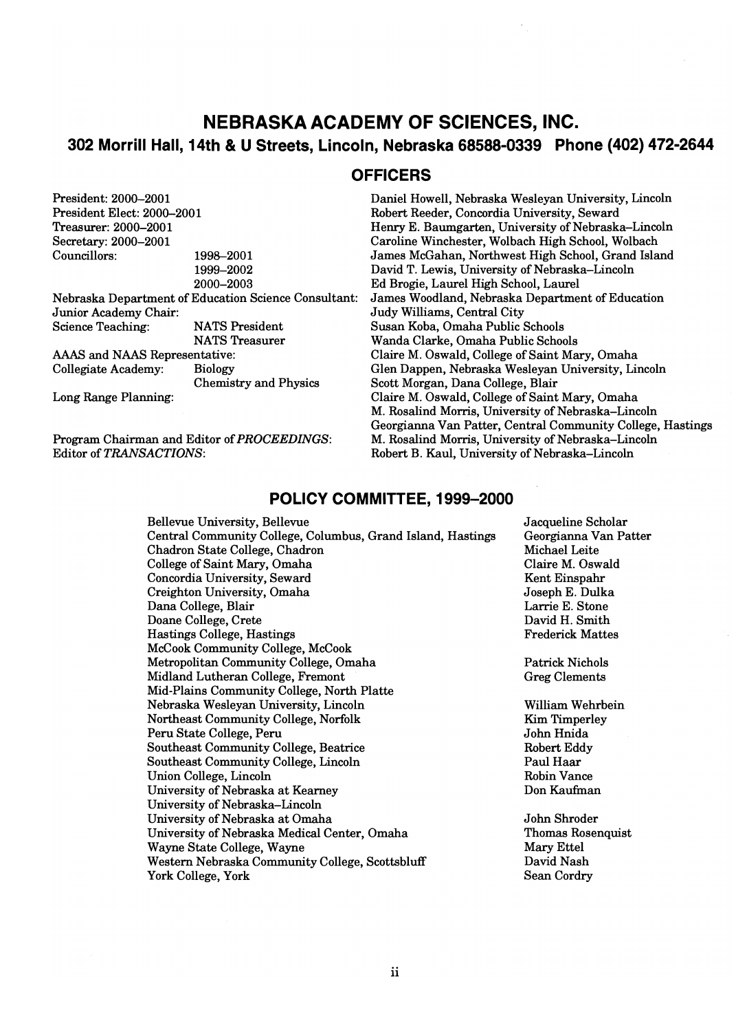# NEBRASKA ACADEMY OF SCIENCES, INC.

## 302 Morrill Hall, 14th & U Streets, Lincoln, Nebraska 68588-0339 Phone (402) 472-2644

## OFFICERS

| Position | | Name |
|---|---|---|
| President: 2000–2001 | | Daniel Howell, Nebraska Wesleyan University, Lincoln |
| President Elect: 2000–2001 | | Robert Reeder, Concordia University, Seward |
| Treasurer: 2000–2001 | | Henry E. Baumgarten, University of Nebraska–Lincoln |
| Secretary: 2000–2001 | | Caroline Winchester, Wolbach High School, Wolbach |
| Councillors: | 1998–2001 | James McGahan, Northwest High School, Grand Island |
| | 1999–2002 | David T. Lewis, University of Nebraska–Lincoln |
| | 2000–2003 | Ed Brogie, Laurel High School, Laurel |
| Nebraska Department of Education Science Consultant: | | James Woodland, Nebraska Department of Education |
| Junior Academy Chair: | | Judy Williams, Central City |
| Science Teaching: | NATS President | Susan Koba, Omaha Public Schools |
| | NATS Treasurer | Wanda Clarke, Omaha Public Schools |
| AAAS and NAAS Representative: | | Claire M. Oswald, College of Saint Mary, Omaha |
| Collegiate Academy: | Biology | Glen Dappen, Nebraska Wesleyan University, Lincoln |
| | Chemistry and Physics | Scott Morgan, Dana College, Blair |
| Long Range Planning: | | Claire M. Oswald, College of Saint Mary, Omaha |
| | | M. Rosalind Morris, University of Nebraska–Lincoln |
| | | Georgianna Van Patter, Central Community College, Hastings |
| Program Chairman and Editor of *PROCEEDINGS*: | | M. Rosalind Morris, University of Nebraska–Lincoln |
| Editor of *TRANSACTIONS*: | | Robert B. Kaul, University of Nebraska–Lincoln |

## POLICY COMMITTEE, 1999–2000

| Institution | Representative |
|---|---|
| Bellevue University, Bellevue | Jacqueline Scholar |
| Central Community College, Columbus, Grand Island, Hastings | Georgianna Van Patter |
| Chadron State College, Chadron | Michael Leite |
| College of Saint Mary, Omaha | Claire M. Oswald |
| Concordia University, Seward | Kent Einspahr |
| Creighton University, Omaha | Joseph E. Dulka |
| Dana College, Blair | Larrie E. Stone |
| Doane College, Crete | David H. Smith |
| Hastings College, Hastings | Frederick Mattes |
| McCook Community College, McCook | |
| Metropolitan Community College, Omaha | Patrick Nichols |
| Midland Lutheran College, Fremont | Greg Clements |
| Mid-Plains Community College, North Platte | |
| Nebraska Wesleyan University, Lincoln | William Wehrbein |
| Northeast Community College, Norfolk | Kim Timperley |
| Peru State College, Peru | John Hnida |
| Southeast Community College, Beatrice | Robert Eddy |
| Southeast Community College, Lincoln | Paul Haar |
| Union College, Lincoln | Robin Vance |
| University of Nebraska at Kearney | Don Kaufman |
| University of Nebraska–Lincoln | |
| University of Nebraska at Omaha | John Shroder |
| University of Nebraska Medical Center, Omaha | Thomas Rosenquist |
| Wayne State College, Wayne | Mary Ettel |
| Western Nebraska Community College, Scottsbluff | David Nash |
| York College, York | Sean Cordry |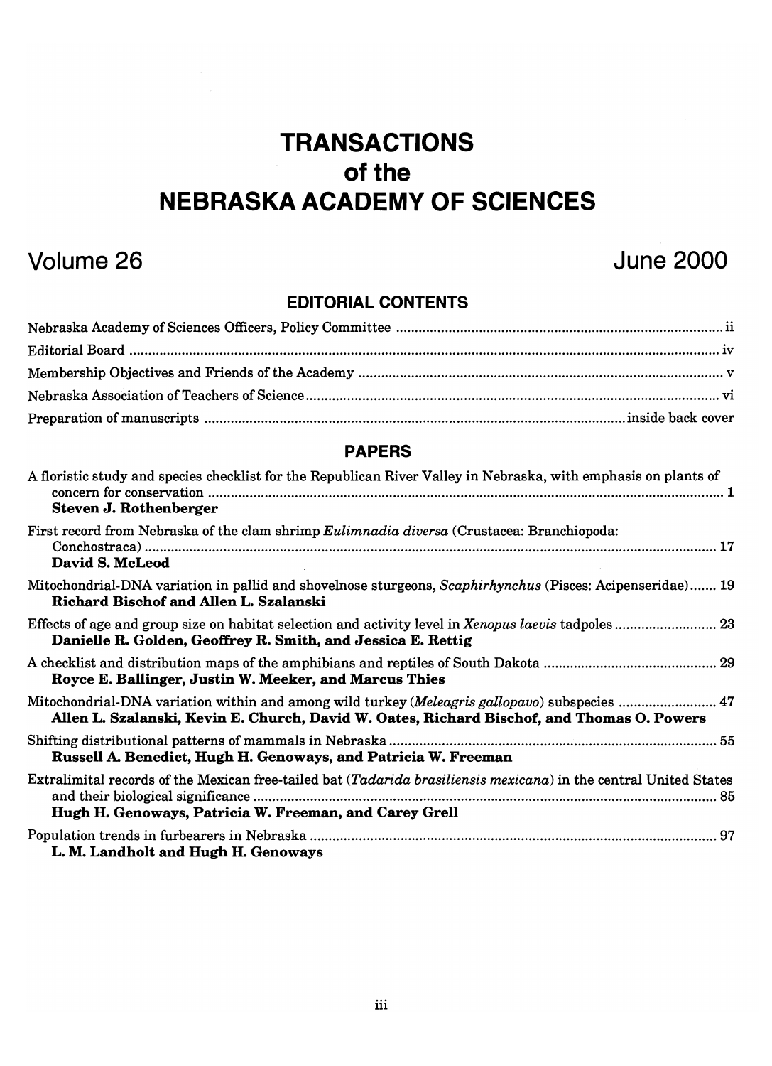# TRANSACTIONS of the NEBRASKA ACADEMY OF SCIENCES

## Volume 26 — June 2000

### EDITORIAL CONTENTS

Nebraska Academy of Sciences Officers, Policy Committee ........ ii

Editorial Board ........ iv

Membership Objectives and Friends of the Academy ........ v

Nebraska Association of Teachers of Science ........ vi

Preparation of manuscripts ........ inside back cover

### PAPERS

A floristic study and species checklist for the Republican River Valley in Nebraska, with emphasis on plants of concern for conservation ........ 1
**Steven J. Rothenberger**

First record from Nebraska of the clam shrimp *Eulimnadia diversa* (Crustacea: Branchiopoda: Conchostraca) ........ 17
**David S. McLeod**

Mitochondrial-DNA variation in pallid and shovelnose sturgeons, *Scaphirhynchus* (Pisces: Acipenseridae) ........ 19
**Richard Bischof and Allen L. Szalanski**

Effects of age and group size on habitat selection and activity level in *Xenopus laevis* tadpoles ........ 23
**Danielle R. Golden, Geoffrey R. Smith, and Jessica E. Rettig**

A checklist and distribution maps of the amphibians and reptiles of South Dakota ........ 29
**Royce E. Ballinger, Justin W. Meeker, and Marcus Thies**

Mitochondrial-DNA variation within and among wild turkey (*Meleagris gallopavo*) subspecies ........ 47
**Allen L. Szalanski, Kevin E. Church, David W. Oates, Richard Bischof, and Thomas O. Powers**

Shifting distributional patterns of mammals in Nebraska ........ 55
**Russell A. Benedict, Hugh H. Genoways, and Patricia W. Freeman**

Extralimital records of the Mexican free-tailed bat (*Tadarida brasiliensis mexicana*) in the central United States and their biological significance ........ 85
**Hugh H. Genoways, Patricia W. Freeman, and Carey Grell**

Population trends in furbearers in Nebraska ........ 97
**L. M. Landholt and Hugh H. Genoways**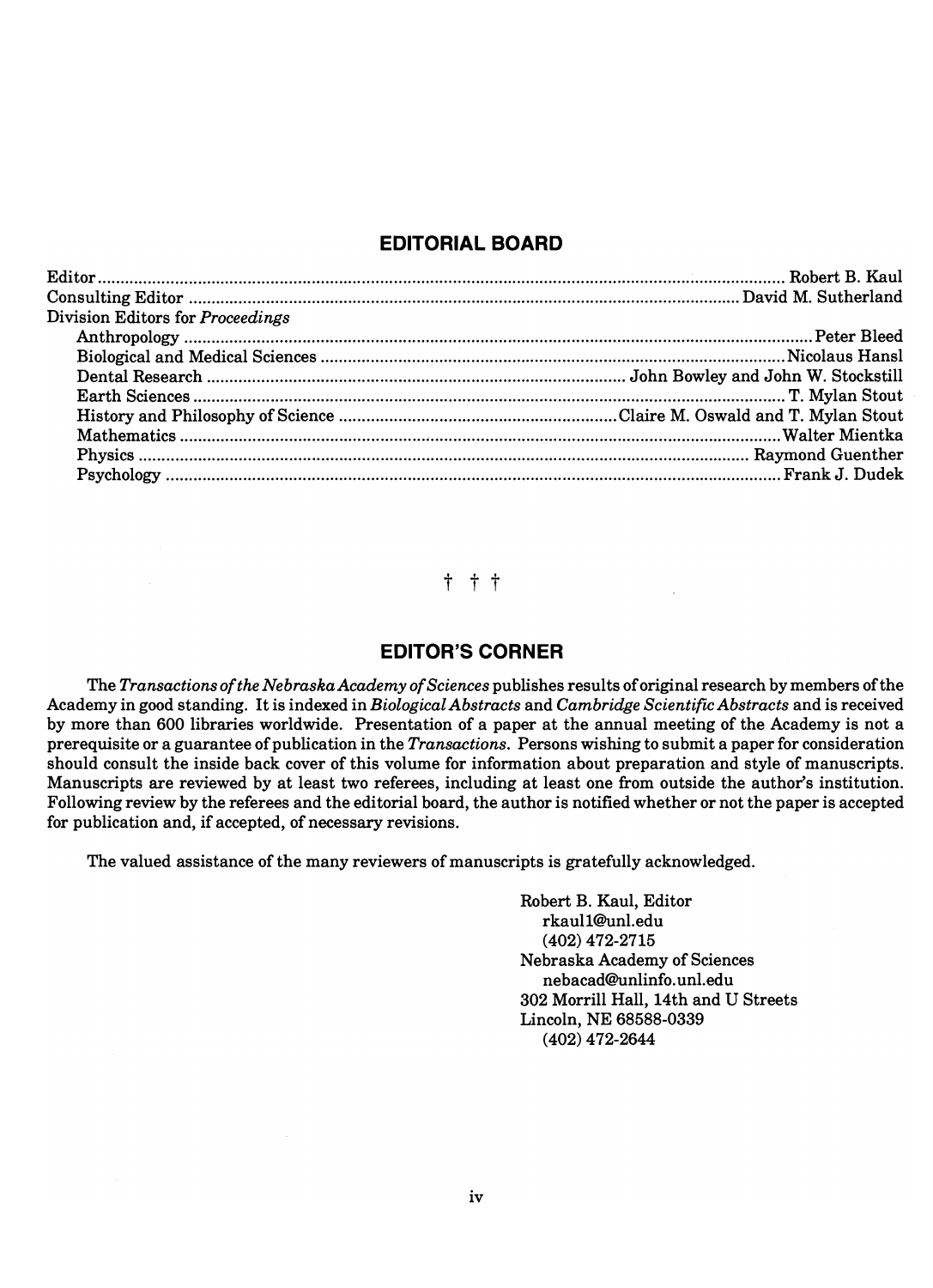## EDITORIAL BOARD

Editor ........ Robert B. Kaul
Consulting Editor ........ David M. Sutherland
Division Editors for *Proceedings*
- Anthropology ........ Peter Bleed
- Biological and Medical Sciences ........ Nicolaus Hansl
- Dental Research ........ John Bowley and John W. Stockstill
- Earth Sciences ........ T. Mylan Stout
- History and Philosophy of Science ........ Claire M. Oswald and T. Mylan Stout
- Mathematics ........ Walter Mientka
- Physics ........ Raymond Guenther
- Psychology ........ Frank J. Dudek

† † †

## EDITOR'S CORNER

The *Transactions of the Nebraska Academy of Sciences* publishes results of original research by members of the Academy in good standing. It is indexed in *Biological Abstracts* and *Cambridge Scientific Abstracts* and is received by more than 600 libraries worldwide. Presentation of a paper at the annual meeting of the Academy is not a prerequisite or a guarantee of publication in the *Transactions*. Persons wishing to submit a paper for consideration should consult the inside back cover of this volume for information about preparation and style of manuscripts. Manuscripts are reviewed by at least two referees, including at least one from outside the author's institution. Following review by the referees and the editorial board, the author is notified whether or not the paper is accepted for publication and, if accepted, of necessary revisions.

The valued assistance of the many reviewers of manuscripts is gratefully acknowledged.

Robert B. Kaul, Editor
rkaul1@unl.edu
(402) 472-2715
Nebraska Academy of Sciences
nebacad@unlinfo.unl.edu
302 Morrill Hall, 14th and U Streets
Lincoln, NE 68588-0339
(402) 472-2644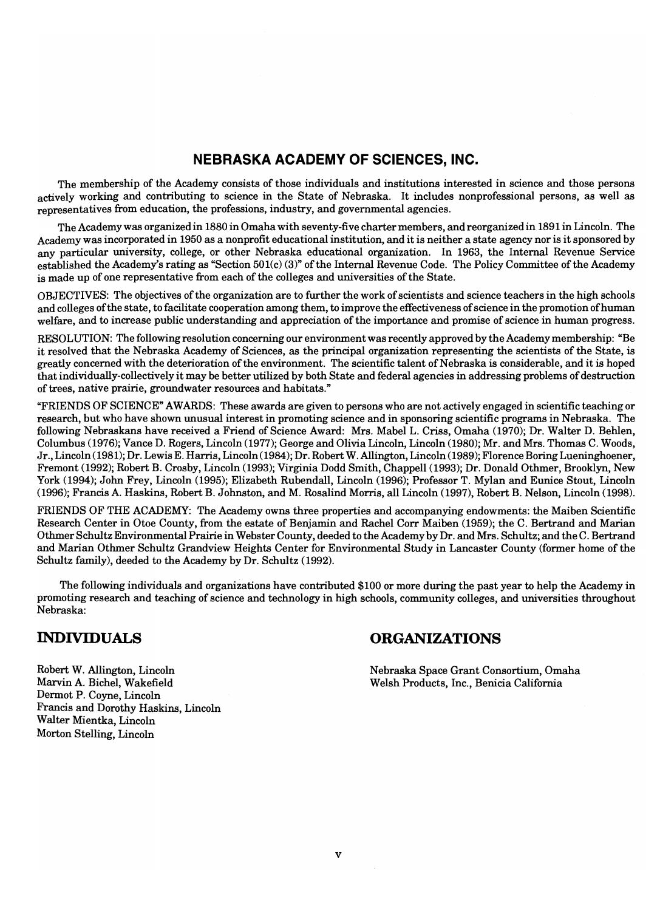## NEBRASKA ACADEMY OF SCIENCES, INC.

The membership of the Academy consists of those individuals and institutions interested in science and those persons actively working and contributing to science in the State of Nebraska. It includes nonprofessional persons, as well as representatives from education, the professions, industry, and governmental agencies.

The Academy was organized in 1880 in Omaha with seventy-five charter members, and reorganized in 1891 in Lincoln. The Academy was incorporated in 1950 as a nonprofit educational institution, and it is neither a state agency nor is it sponsored by any particular university, college, or other Nebraska educational organization. In 1963, the Internal Revenue Service established the Academy's rating as "Section 501(c) (3)" of the Internal Revenue Code. The Policy Committee of the Academy is made up of one representative from each of the colleges and universities of the State.

OBJECTIVES: The objectives of the organization are to further the work of scientists and science teachers in the high schools and colleges of the state, to facilitate cooperation among them, to improve the effectiveness of science in the promotion of human welfare, and to increase public understanding and appreciation of the importance and promise of science in human progress.

RESOLUTION: The following resolution concerning our environment was recently approved by the Academy membership: "Be it resolved that the Nebraska Academy of Sciences, as the principal organization representing the scientists of the State, is greatly concerned with the deterioration of the environment. The scientific talent of Nebraska is considerable, and it is hoped that individually-collectively it may be better utilized by both State and federal agencies in addressing problems of destruction of trees, native prairie, groundwater resources and habitats."

"FRIENDS OF SCIENCE" AWARDS: These awards are given to persons who are not actively engaged in scientific teaching or research, but who have shown unusual interest in promoting science and in sponsoring scientific programs in Nebraska. The following Nebraskans have received a Friend of Science Award: Mrs. Mabel L. Criss, Omaha (1970); Dr. Walter D. Behlen, Columbus (1976); Vance D. Rogers, Lincoln (1977); George and Olivia Lincoln, Lincoln (1980); Mr. and Mrs. Thomas C. Woods, Jr., Lincoln (1981); Dr. Lewis E. Harris, Lincoln (1984); Dr. Robert W. Allington, Lincoln (1989); Florence Boring Lueninghoener, Fremont (1992); Robert B. Crosby, Lincoln (1993); Virginia Dodd Smith, Chappell (1993); Dr. Donald Othmer, Brooklyn, New York (1994); John Frey, Lincoln (1995); Elizabeth Rubendall, Lincoln (1996); Professor T. Mylan and Eunice Stout, Lincoln (1996); Francis A. Haskins, Robert B. Johnston, and M. Rosalind Morris, all Lincoln (1997), Robert B. Nelson, Lincoln (1998).

FRIENDS OF THE ACADEMY: The Academy owns three properties and accompanying endowments: the Maiben Scientific Research Center in Otoe County, from the estate of Benjamin and Rachel Corr Maiben (1959); the C. Bertrand and Marian Othmer Schultz Environmental Prairie in Webster County, deeded to the Academy by Dr. and Mrs. Schultz; and the C. Bertrand and Marian Othmer Schultz Grandview Heights Center for Environmental Study in Lancaster County (former home of the Schultz family), deeded to the Academy by Dr. Schultz (1992).

The following individuals and organizations have contributed $100 or more during the past year to help the Academy in promoting research and teaching of science and technology in high schools, community colleges, and universities throughout Nebraska:

## INDIVIDUALS

Robert W. Allington, Lincoln
Marvin A. Bichel, Wakefield
Dermot P. Coyne, Lincoln
Francis and Dorothy Haskins, Lincoln
Walter Mientka, Lincoln
Morton Stelling, Lincoln

## ORGANIZATIONS

Nebraska Space Grant Consortium, Omaha
Welsh Products, Inc., Benicia California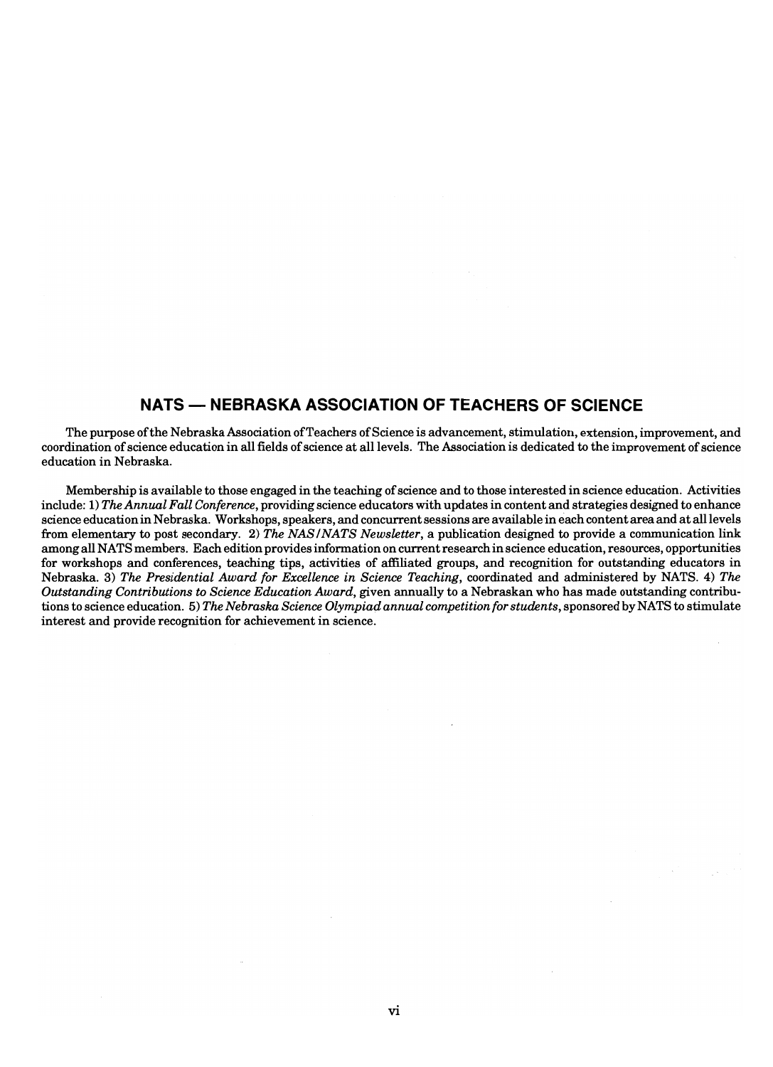## NATS — NEBRASKA ASSOCIATION OF TEACHERS OF SCIENCE

The purpose of the Nebraska Association of Teachers of Science is advancement, stimulation, extension, improvement, and coordination of science education in all fields of science at all levels. The Association is dedicated to the improvement of science education in Nebraska.

Membership is available to those engaged in the teaching of science and to those interested in science education. Activities include: 1) *The Annual Fall Conference*, providing science educators with updates in content and strategies designed to enhance science education in Nebraska. Workshops, speakers, and concurrent sessions are available in each content area and at all levels from elementary to post secondary. 2) *The NAS/NATS Newsletter*, a publication designed to provide a communication link among all NATS members. Each edition provides information on current research in science education, resources, opportunities for workshops and conferences, teaching tips, activities of affiliated groups, and recognition for outstanding educators in Nebraska. 3) *The Presidential Award for Excellence in Science Teaching*, coordinated and administered by NATS. 4) *The Outstanding Contributions to Science Education Award*, given annually to a Nebraskan who has made outstanding contributions to science education. 5) *The Nebraska Science Olympiad annual competition for students*, sponsored by NATS to stimulate interest and provide recognition for achievement in science.